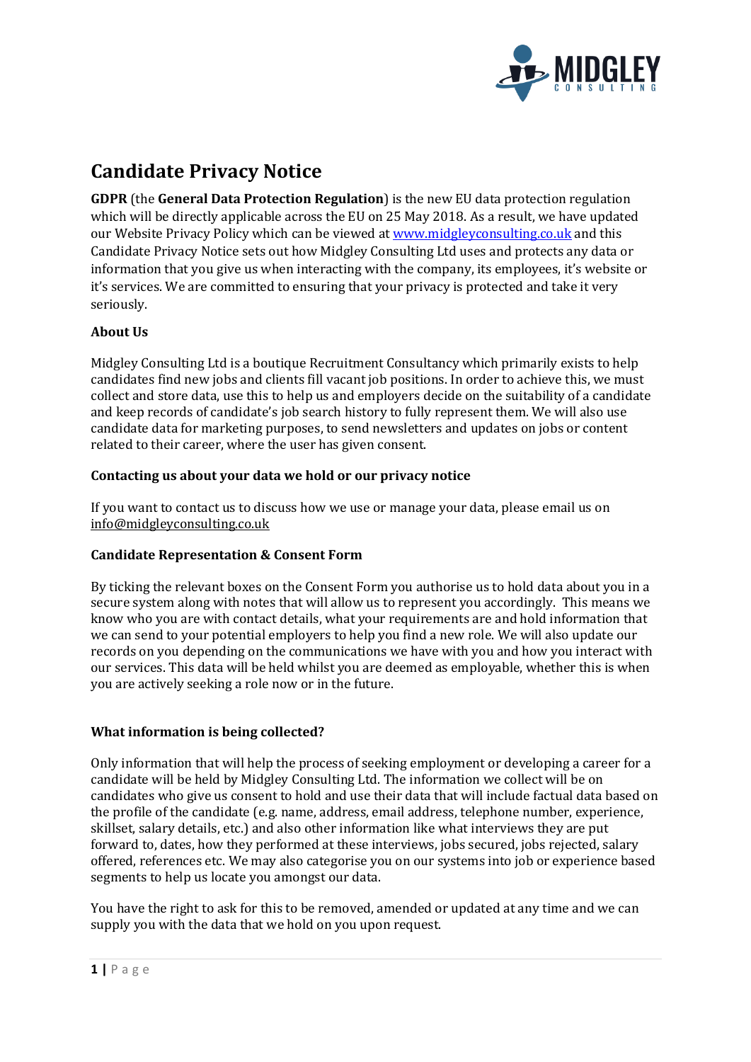# Candidate Privacy Notice

**GDPR** (the **General Data Protection Regulation**) is the new EU data protection regulation which will be directly applicable across the EU on 25 May 2018. As a result, we have updated our Website Privacy Policy which can be viewed at www.midgleyconsulting.co.uk and this Candidate Privacy Notice sets out how Midgley Consulting Ltd uses and protects any data or information that you give us when interacting with the company, its employees, it's website or it's services. We are committed to ensuring that your privacy is protected and take it very seriously.

**About Us**

Midgley Consulting Ltd is a boutique Recruitment Consultancy which primarily exists to help candidates find new jobs and clients fill vacant job positions. In order to achieve this, we must collect and store data, use this to help us and employers decide on the suitability of a candidate and keep records of candidate's job search history to fully represent them. We will also use candidate data for marketing purposes, to send newsletters and updates on jobs or content related to their career, where the user has given consent.

**Contacting us about your data we hold or our privacy notice**

If you want to contact us to discuss how we use or manage your data, please email us on info@midgleyconsulting.co.uk

**Candidate Representation & Consent Form**

By ticking the relevant boxes on the Consent Form you authorise us to hold data about you in a secure system along with notes that will allow us to represent you accordingly. This means we know who you are with contact details, what your requirements are and hold information that we can send to your potential employers to help you find a new role. We will also update our records on you depending on the communications we have with you and how you interact with our services. This data will be held whilst you are deemed as employable, whether this is when you are actively seeking a role now or in the future.

**What information is being collected?**

Only information that will help the process of seeking employment or developing a career for a candidate will be held by Midgley Consulting Ltd. The information we collect will be on candidates who give us consent to hold and use their data that will include factual data based on the profile of the candidate (e.g. name, address, email address, telephone number, experience, skillset, salary details, etc.) and also other information like what interviews they are put forward to, dates, how they performed at these interviews, jobs secured, jobs rejected, salary offered, references etc. We may also categorise you on our systems into job or experience based segments to help us locate you amongst our data.

You have the right to ask for this to be removed, amended or updated at any time and we can supply you with the data that we hold on you upon request.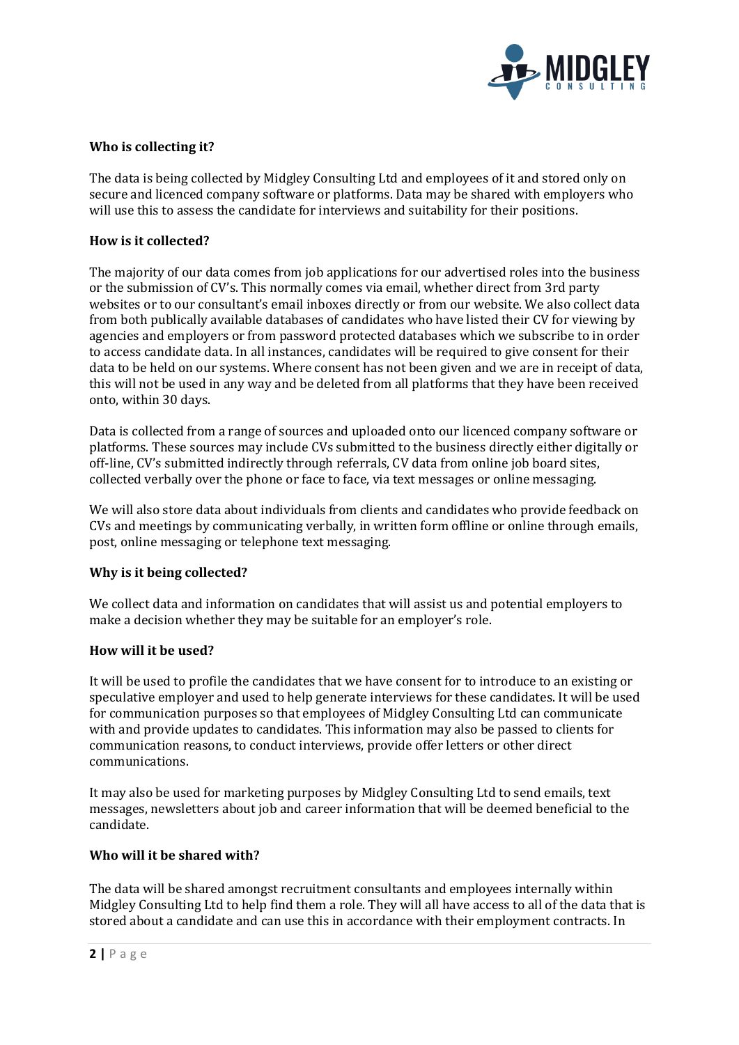**Who is collecting it?**

The data is being collected by Midgley Consulting Ltd and employees of it and stored only on secure and licenced company software or platforms. Data may be shared with employers who will use this to assess the candidate for interviews and suitability for their positions.

**How is it collected?**

The majority of our data comes from job applications for our advertised roles into the business or the submission of CV's. This normally comes via email, whether direct from 3rd party websites or to our consultant's email inboxes directly or from our website. We also collect data from both publically available databases of candidates who have listed their CV for viewing by agencies and employers or from password protected databases which we subscribe to in order to access candidate data. In all instances, candidates will be required to give consent for their data to be held on our systems. Where consent has not been given and we are in receipt of data, this will not be used in any way and be deleted from all platforms that they have been received onto, within 30 days.

Data is collected from a range of sources and uploaded onto our licenced company software or platforms. These sources may include CVs submitted to the business directly either digitally or off-line, CV's submitted indirectly through referrals, CV data from online job board sites, collected verbally over the phone or face to face, via text messages or online messaging.

We will also store data about individuals from clients and candidates who provide feedback on CVs and meetings by communicating verbally, in written form offline or online through emails, post, online messaging or telephone text messaging.

**Why is it being collected?**

We collect data and information on candidates that will assist us and potential employers to make a decision whether they may be suitable for an employer's role.

**How will it be used?**

It will be used to profile the candidates that we have consent for to introduce to an existing or speculative employer and used to help generate interviews for these candidates. It will be used for communication purposes so that employees of Midgley Consulting Ltd can communicate with and provide updates to candidates. This information may also be passed to clients for communication reasons, to conduct interviews, provide offer letters or other direct communications.

It may also be used for marketing purposes by Midgley Consulting Ltd to send emails, text messages, newsletters about job and career information that will be deemed beneficial to the candidate.

**Who will it be shared with?**

The data will be shared amongst recruitment consultants and employees internally within Midgley Consulting Ltd to help find them a role. They will all have access to all of the data that is stored about a candidate and can use this in accordance with their employment contracts. In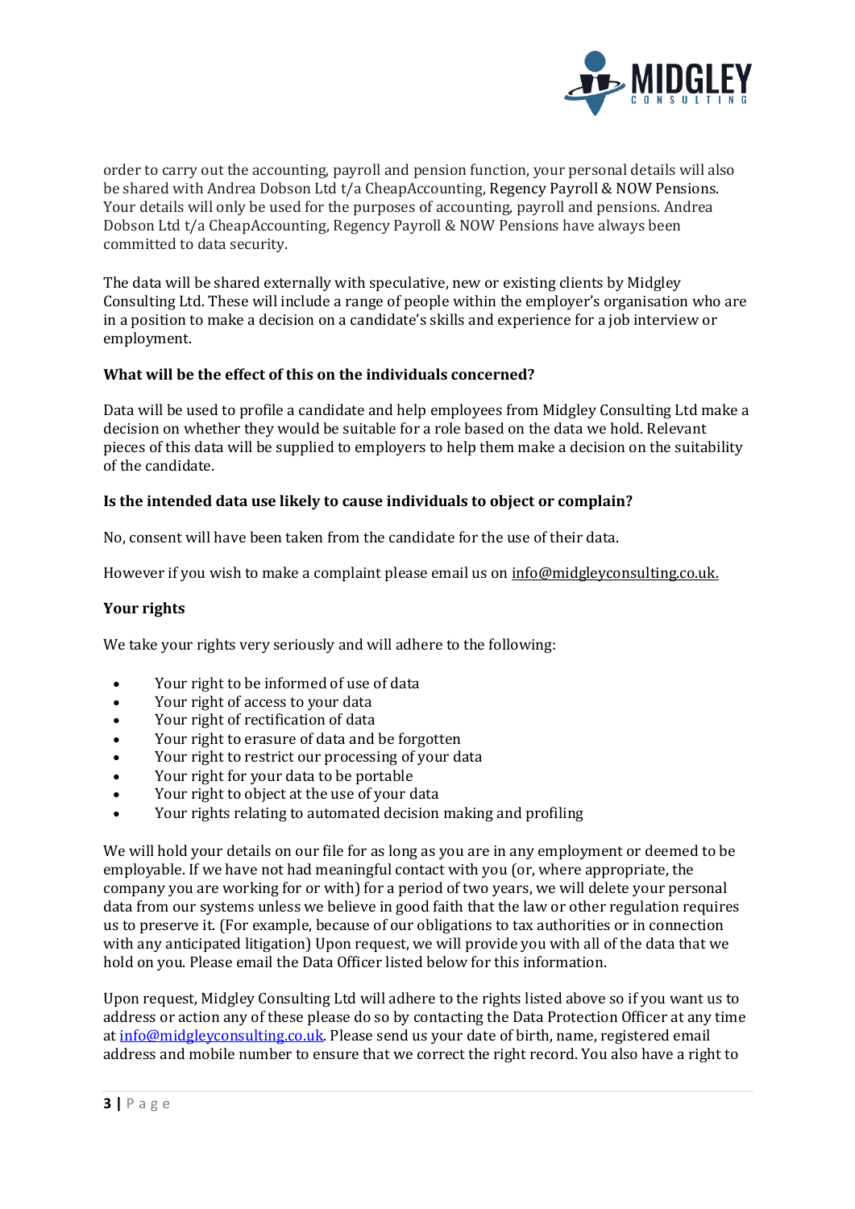order to carry out the accounting, payroll and pension function, your personal details will also be shared with Andrea Dobson Ltd t/a CheapAccounting, Regency Payroll & NOW Pensions. Your details will only be used for the purposes of accounting, payroll and pensions. Andrea Dobson Ltd t/a CheapAccounting, Regency Payroll & NOW Pensions have always been committed to data security.

The data will be shared externally with speculative, new or existing clients by Midgley Consulting Ltd. These will include a range of people within the employer's organisation who are in a position to make a decision on a candidate's skills and experience for a job interview or employment.

**What will be the effect of this on the individuals concerned?**

Data will be used to profile a candidate and help employees from Midgley Consulting Ltd make a decision on whether they would be suitable for a role based on the data we hold. Relevant pieces of this data will be supplied to employers to help them make a decision on the suitability of the candidate.

**Is the intended data use likely to cause individuals to object or complain?**

No, consent will have been taken from the candidate for the use of their data.

However if you wish to make a complaint please email us on info@midgleyconsulting.co.uk.

**Your rights**

We take your rights very seriously and will adhere to the following:

- Your right to be informed of use of data
- Your right of access to your data
- Your right of rectification of data
- Your right to erasure of data and be forgotten
- Your right to restrict our processing of your data
- Your right for your data to be portable
- Your right to object at the use of your data
- Your rights relating to automated decision making and profiling

We will hold your details on our file for as long as you are in any employment or deemed to be employable. If we have not had meaningful contact with you (or, where appropriate, the company you are working for or with) for a period of two years, we will delete your personal data from our systems unless we believe in good faith that the law or other regulation requires us to preserve it. (For example, because of our obligations to tax authorities or in connection with any anticipated litigation) Upon request, we will provide you with all of the data that we hold on you. Please email the Data Officer listed below for this information.

Upon request, Midgley Consulting Ltd will adhere to the rights listed above so if you want us to address or action any of these please do so by contacting the Data Protection Officer at any time at info@midgleyconsulting.co.uk. Please send us your date of birth, name, registered email address and mobile number to ensure that we correct the right record. You also have a right to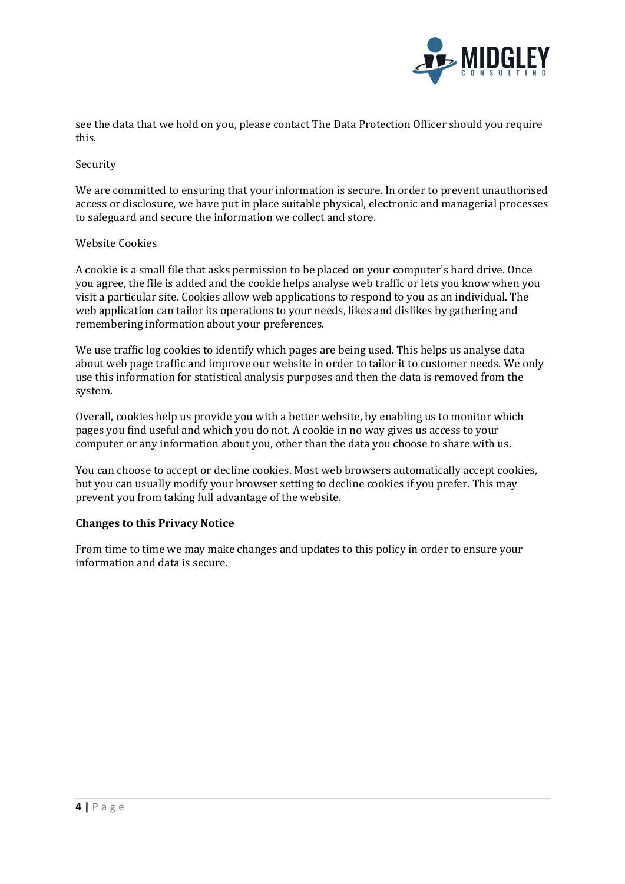see the data that we hold on you, please contact The Data Protection Officer should you require this.

Security

We are committed to ensuring that your information is secure. In order to prevent unauthorised access or disclosure, we have put in place suitable physical, electronic and managerial processes to safeguard and secure the information we collect and store.

Website Cookies

A cookie is a small file that asks permission to be placed on your computer's hard drive. Once you agree, the file is added and the cookie helps analyse web traffic or lets you know when you visit a particular site. Cookies allow web applications to respond to you as an individual. The web application can tailor its operations to your needs, likes and dislikes by gathering and remembering information about your preferences.

We use traffic log cookies to identify which pages are being used. This helps us analyse data about web page traffic and improve our website in order to tailor it to customer needs. We only use this information for statistical analysis purposes and then the data is removed from the system.

Overall, cookies help us provide you with a better website, by enabling us to monitor which pages you find useful and which you do not. A cookie in no way gives us access to your computer or any information about you, other than the data you choose to share with us.

You can choose to accept or decline cookies. Most web browsers automatically accept cookies, but you can usually modify your browser setting to decline cookies if you prefer. This may prevent you from taking full advantage of the website.

**Changes to this Privacy Notice**

From time to time we may make changes and updates to this policy in order to ensure your information and data is secure.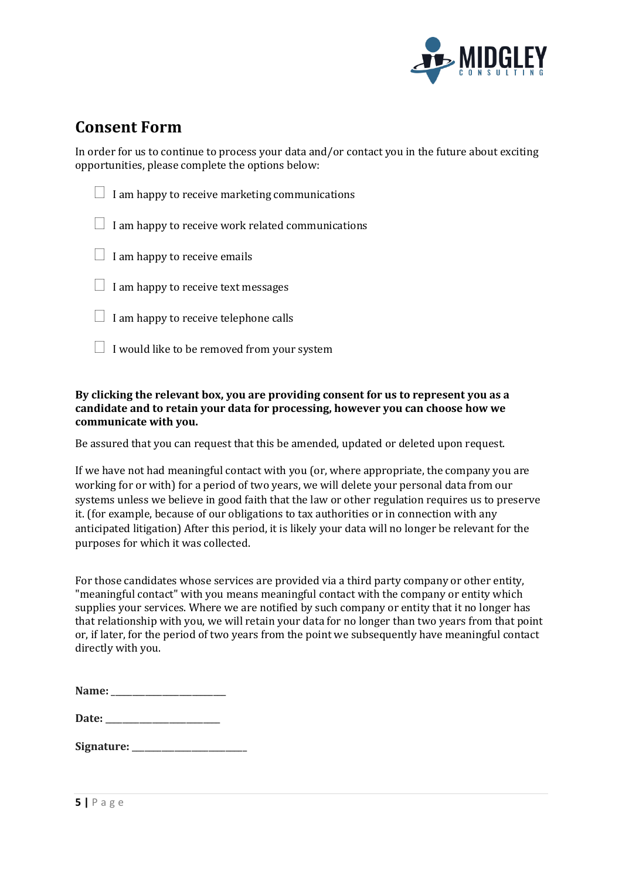# Consent Form

In order for us to continue to process your data and/or contact you in the future about exciting opportunities, please complete the options below:

- ☐ I am happy to receive marketing communications
- ☐ I am happy to receive work related communications
- ☐ I am happy to receive emails
- ☐ I am happy to receive text messages
- ☐ I am happy to receive telephone calls
- ☐ I would like to be removed from your system

**By clicking the relevant box, you are providing consent for us to represent you as a candidate and to retain your data for processing, however you can choose how we communicate with you.**

Be assured that you can request that this be amended, updated or deleted upon request.

If we have not had meaningful contact with you (or, where appropriate, the company you are working for or with) for a period of two years, we will delete your personal data from our systems unless we believe in good faith that the law or other regulation requires us to preserve it. (for example, because of our obligations to tax authorities or in connection with any anticipated litigation) After this period, it is likely your data will no longer be relevant for the purposes for which it was collected.

For those candidates whose services are provided via a third party company or other entity, "meaningful contact" with you means meaningful contact with the company or entity which supplies your services. Where we are notified by such company or entity that it no longer has that relationship with you, we will retain your data for no longer than two years from that point or, if later, for the period of two years from the point we subsequently have meaningful contact directly with you.

**Name:** ________________________

**Date:** ________________________

**Signature:** ________________________